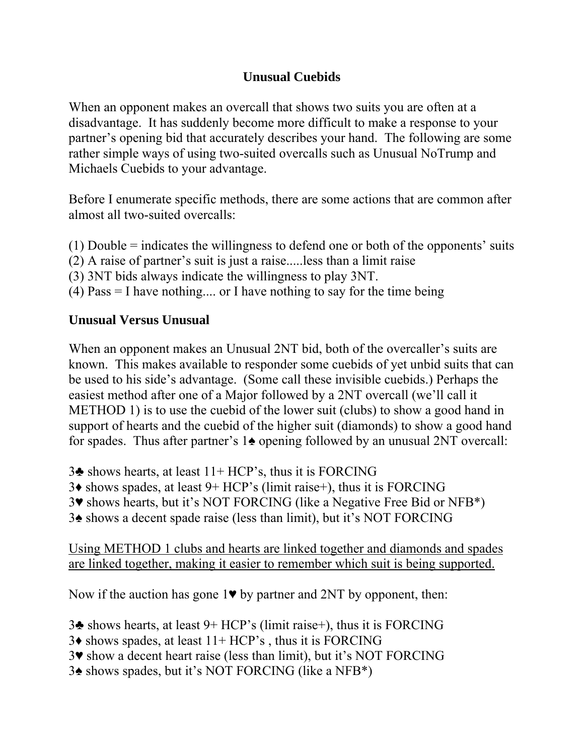# Unusual Cuebids

When an opponent makes an overcall that shows two suits you are often at a disadvantage. It has suddenly become more difficult to make a response to your partner's opening bid that accurately describes your hand. The following are some rather simple ways of using two-suited overcalls such as Unusual NoTrump and Michaels Cuebids to your advantage.

Before I enumerate specific methods, there are some actions that are common after almost all two-suited overcalls:

(1) Double = indicates the willingness to defend one or both of the opponents' suits
(2) A raise of partner's suit is just a raise.....less than a limit raise
(3) 3NT bids always indicate the willingness to play 3NT.
(4) Pass = I have nothing.... or I have nothing to say for the time being

## Unusual Versus Unusual

When an opponent makes an Unusual 2NT bid, both of the overcaller's suits are known. This makes available to responder some cuebids of yet unbid suits that can be used to his side's advantage. (Some call these invisible cuebids.) Perhaps the easiest method after one of a Major followed by a 2NT overcall (we'll call it METHOD 1) is to use the cuebid of the lower suit (clubs) to show a good hand in support of hearts and the cuebid of the higher suit (diamonds) to show a good hand for spades. Thus after partner's 1♠ opening followed by an unusual 2NT overcall:

3♣ shows hearts, at least 11+ HCP's, thus it is FORCING
3♦ shows spades, at least 9+ HCP's (limit raise+), thus it is FORCING
3♥ shows hearts, but it's NOT FORCING (like a Negative Free Bid or NFB*)
3♠ shows a decent spade raise (less than limit), but it's NOT FORCING

<u>Using METHOD 1 clubs and hearts are linked together and diamonds and spades are linked together, making it easier to remember which suit is being supported.</u>

Now if the auction has gone 1♥ by partner and 2NT by opponent, then:

3♣ shows hearts, at least 9+ HCP's (limit raise+), thus it is FORCING
3♦ shows spades, at least 11+ HCP's , thus it is FORCING
3♥ show a decent heart raise (less than limit), but it's NOT FORCING
3♠ shows spades, but it's NOT FORCING (like a NFB*)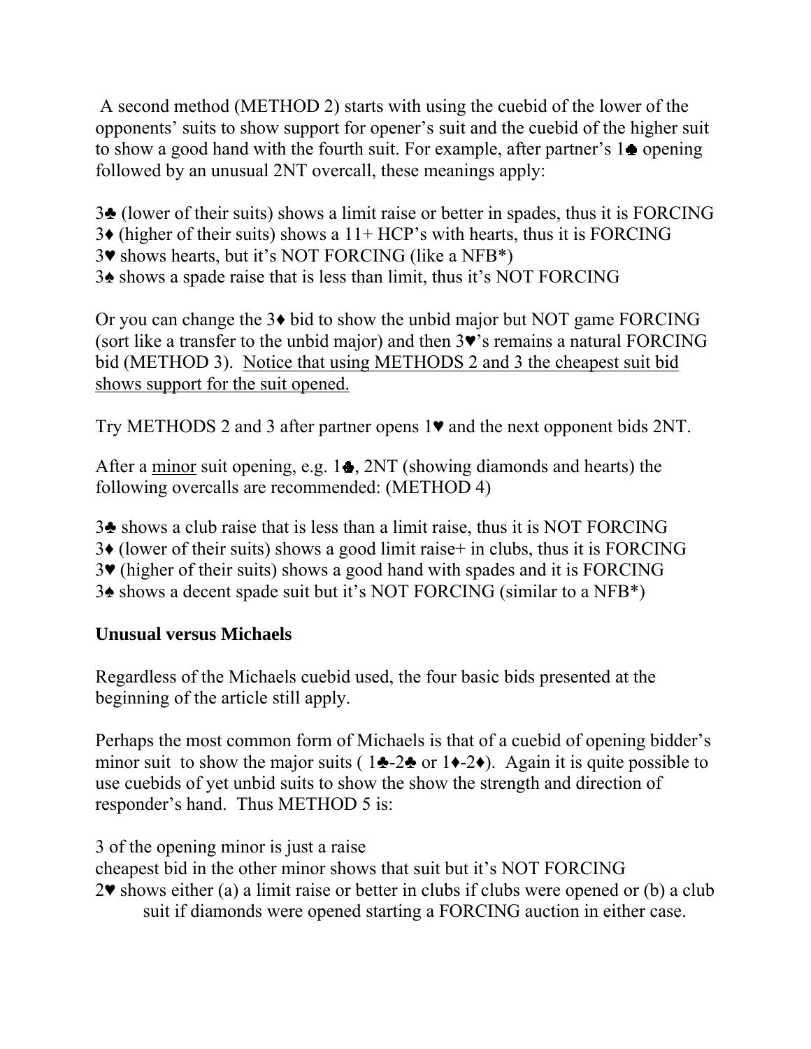A second method (METHOD 2) starts with using the cuebid of the lower of the opponents' suits to show support for opener's suit and the cuebid of the higher suit to show a good hand with the fourth suit. For example, after partner's 1♠ opening followed by an unusual 2NT overcall, these meanings apply:

3♣ (lower of their suits) shows a limit raise or better in spades, thus it is FORCING
3♦ (higher of their suits) shows a 11+ HCP's with hearts, thus it is FORCING
3♥ shows hearts, but it's NOT FORCING (like a NFB*)
3♠ shows a spade raise that is less than limit, thus it's NOT FORCING

Or you can change the 3♦ bid to show the unbid major but NOT game FORCING (sort like a transfer to the unbid major) and then 3♥'s remains a natural FORCING bid (METHOD 3). <u>Notice that using METHODS 2 and 3 the cheapest suit bid shows support for the suit opened.</u>

Try METHODS 2 and 3 after partner opens 1♥ and the next opponent bids 2NT.

After a <u>minor</u> suit opening, e.g. 1♣, 2NT (showing diamonds and hearts) the following overcalls are recommended: (METHOD 4)

3♣ shows a club raise that is less than a limit raise, thus it is NOT FORCING
3♦ (lower of their suits) shows a good limit raise+ in clubs, thus it is FORCING
3♥ (higher of their suits) shows a good hand with spades and it is FORCING
3♠ shows a decent spade suit but it's NOT FORCING (similar to a NFB*)

**Unusual versus Michaels**

Regardless of the Michaels cuebid used, the four basic bids presented at the beginning of the article still apply.

Perhaps the most common form of Michaels is that of a cuebid of opening bidder's minor suit to show the major suits ( 1♣-2♣ or 1♦-2♦). Again it is quite possible to use cuebids of yet unbid suits to show the show the strength and direction of responder's hand. Thus METHOD 5 is:

3 of the opening minor is just a raise
cheapest bid in the other minor shows that suit but it's NOT FORCING
2♥ shows either (a) a limit raise or better in clubs if clubs were opened or (b) a club suit if diamonds were opened starting a FORCING auction in either case.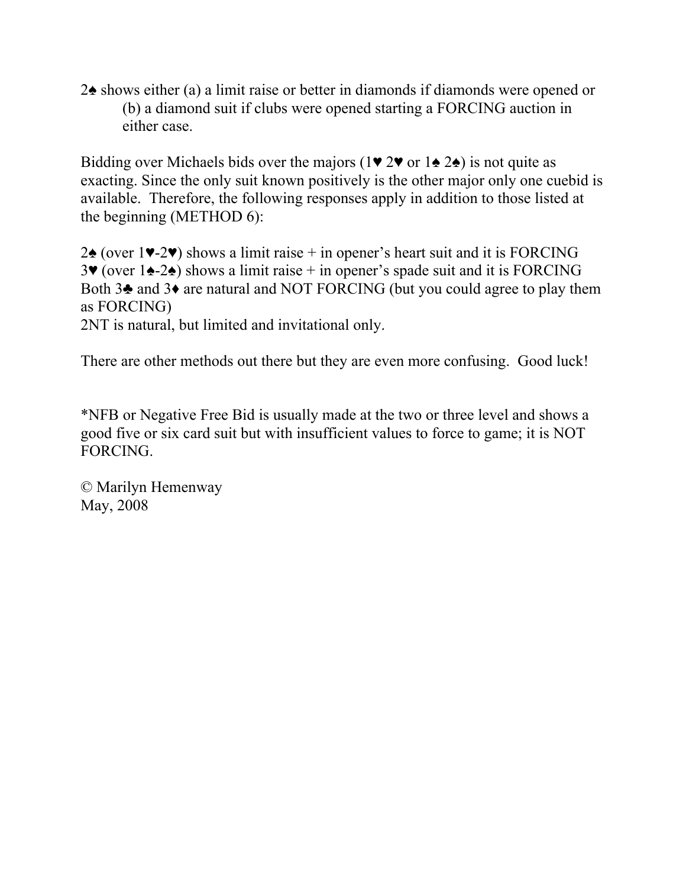2♠ shows either (a) a limit raise or better in diamonds if diamonds were opened or (b) a diamond suit if clubs were opened starting a FORCING auction in either case.

Bidding over Michaels bids over the majors (1♥ 2♥ or 1♠ 2♠) is not quite as exacting. Since the only suit known positively is the other major only one cuebid is available. Therefore, the following responses apply in addition to those listed at the beginning (METHOD 6):

2♠ (over 1♥-2♥) shows a limit raise + in opener's heart suit and it is FORCING
3♥ (over 1♠-2♠) shows a limit raise + in opener's spade suit and it is FORCING
Both 3♣ and 3♦ are natural and NOT FORCING (but you could agree to play them as FORCING)
2NT is natural, but limited and invitational only.

There are other methods out there but they are even more confusing. Good luck!

*NFB or Negative Free Bid is usually made at the two or three level and shows a good five or six card suit but with insufficient values to force to game; it is NOT FORCING.

© Marilyn Hemenway
May, 2008